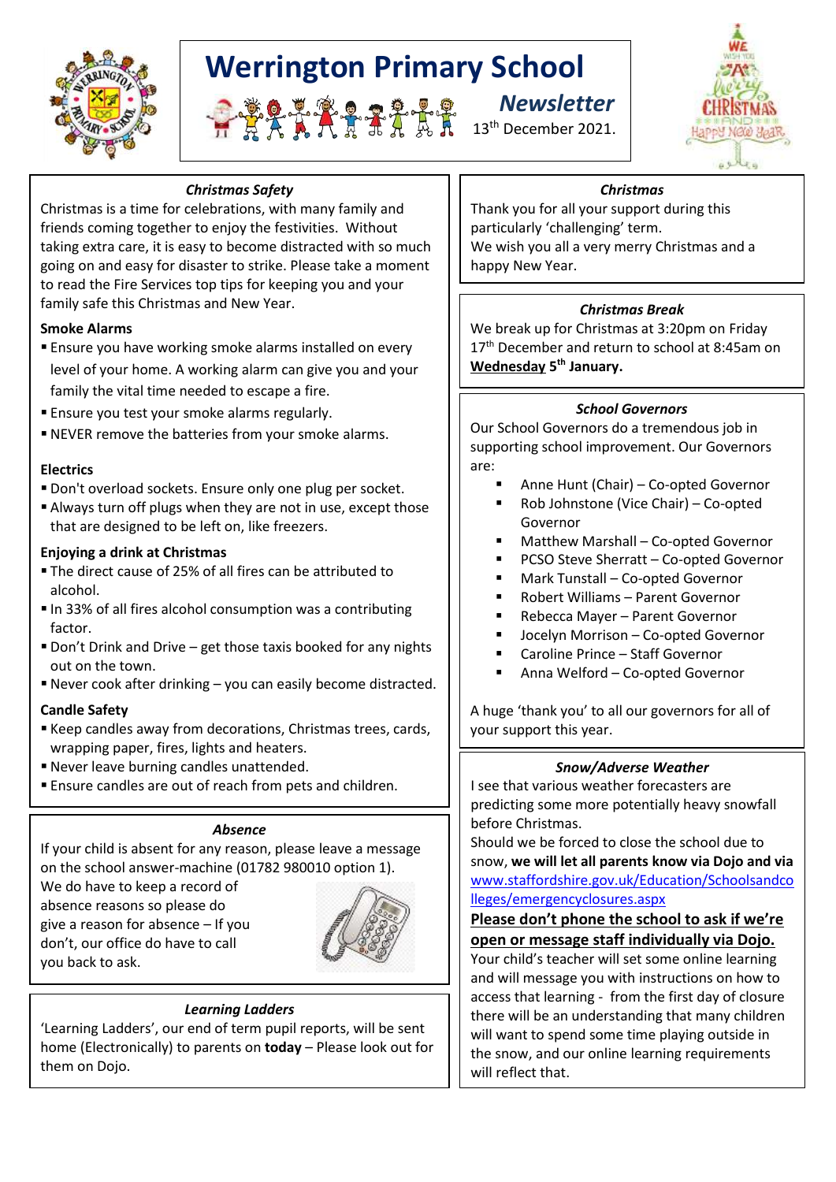# Werrington Primary School

## Newsletter

13th December 2021.

### *Christmas Safety*

Christmas is a time for celebrations, with many family and friends coming together to enjoy the festivities. Without taking extra care, it is easy to become distracted with so much going on and easy for disaster to strike. Please take a moment to read the Fire Services top tips for keeping you and your family safe this Christmas and New Year.

**Smoke Alarms**

- Ensure you have working smoke alarms installed on every level of your home. A working alarm can give you and your family the vital time needed to escape a fire.
- Ensure you test your smoke alarms regularly.
- NEVER remove the batteries from your smoke alarms.

**Electrics**

- Don't overload sockets. Ensure only one plug per socket.
- Always turn off plugs when they are not in use, except those that are designed to be left on, like freezers.

**Enjoying a drink at Christmas**

- The direct cause of 25% of all fires can be attributed to alcohol.
- In 33% of all fires alcohol consumption was a contributing factor.
- Don't Drink and Drive – get those taxis booked for any nights out on the town.
- Never cook after drinking – you can easily become distracted.

**Candle Safety**

- Keep candles away from decorations, Christmas trees, cards, wrapping paper, fires, lights and heaters.
- Never leave burning candles unattended.
- Ensure candles are out of reach from pets and children.

### *Absence*

If your child is absent for any reason, please leave a message on the school answer-machine (01782 980010 option 1). We do have to keep a record of absence reasons so please do give a reason for absence – If you don't, our office do have to call you back to ask.

### *Learning Ladders*

'Learning Ladders', our end of term pupil reports, will be sent home (Electronically) to parents on **today** – Please look out for them on Dojo.

### *Christmas*

Thank you for all your support during this particularly 'challenging' term.
We wish you all a very merry Christmas and a happy New Year.

### *Christmas Break*

We break up for Christmas at 3:20pm on Friday 17th December and return to school at 8:45am on **<u>Wednesday</u> 5th January.**

### *School Governors*

Our School Governors do a tremendous job in supporting school improvement. Our Governors are:

- Anne Hunt (Chair) – Co-opted Governor
- Rob Johnstone (Vice Chair) – Co-opted Governor
- Matthew Marshall – Co-opted Governor
- PCSO Steve Sherratt – Co-opted Governor
- Mark Tunstall – Co-opted Governor
- Robert Williams – Parent Governor
- Rebecca Mayer – Parent Governor
- Jocelyn Morrison – Co-opted Governor
- Caroline Prince – Staff Governor
- Anna Welford – Co-opted Governor

A huge 'thank you' to all our governors for all of your support this year.

### *Snow/Adverse Weather*

I see that various weather forecasters are predicting some more potentially heavy snowfall before Christmas.
Should we be forced to close the school due to snow, **we will let all parents know via Dojo and via** www.staffordshire.gov.uk/Education/Schoolsandcolleges/emergencyclosures.aspx

**<u>Please don't phone the school to ask if we're open or message staff individually via Dojo.</u>**

Your child's teacher will set some online learning and will message you with instructions on how to access that learning - from the first day of closure there will be an understanding that many children will want to spend some time playing outside in the snow, and our online learning requirements will reflect that.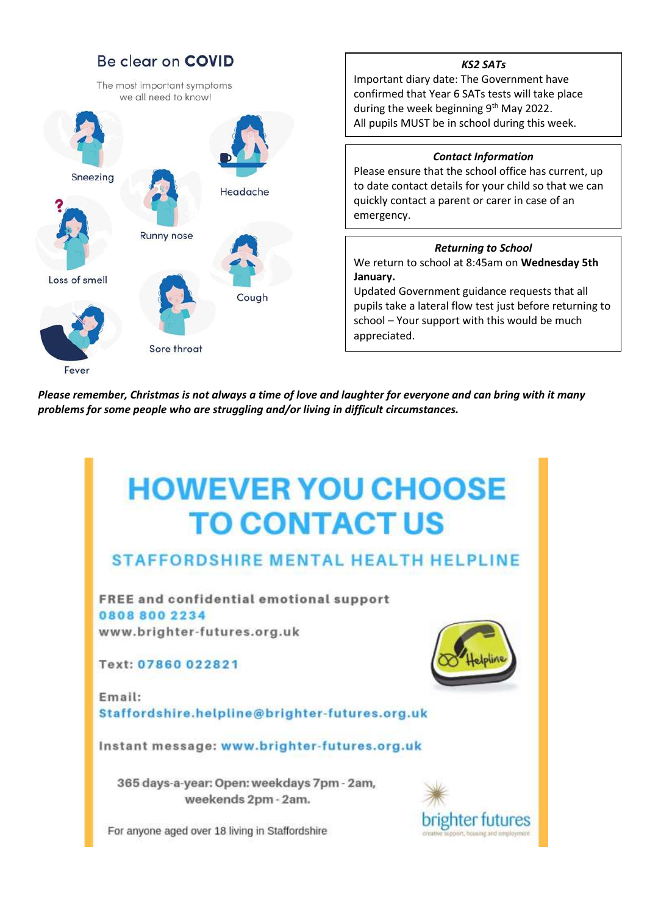## Be clear on COVID

The most important symptoms we all need to know!

Sneezing

Headache

Runny nose

Loss of smell

Cough

Sore throat

Fever

### *KS2 SATs*

Important diary date: The Government have confirmed that Year 6 SATs tests will take place during the week beginning 9th May 2022.
All pupils MUST be in school during this week.

### *Contact Information*

Please ensure that the school office has current, up to date contact details for your child so that we can quickly contact a parent or carer in case of an emergency.

### *Returning to School*

We return to school at 8:45am on **Wednesday 5th January.**
Updated Government guidance requests that all pupils take a lateral flow test just before returning to school – Your support with this would be much appreciated.

***Please remember, Christmas is not always a time of love and laughter for everyone and can bring with it many problems for some people who are struggling and/or living in difficult circumstances.***

# HOWEVER YOU CHOOSE TO CONTACT US

## STAFFORDSHIRE MENTAL HEALTH HELPLINE

**FREE and confidential emotional support**
**0808 800 2234**
**www.brighter-futures.org.uk**

**Text: 07860 022821**

**Email:**
**Staffordshire.helpline@brighter-futures.org.uk**

**Instant message: www.brighter-futures.org.uk**

**365 days-a-year: Open: weekdays 7pm - 2am, weekends 2pm - 2am.**

For anyone aged over 18 living in Staffordshire

Helpline

brighter futures
creative support, housing and employment